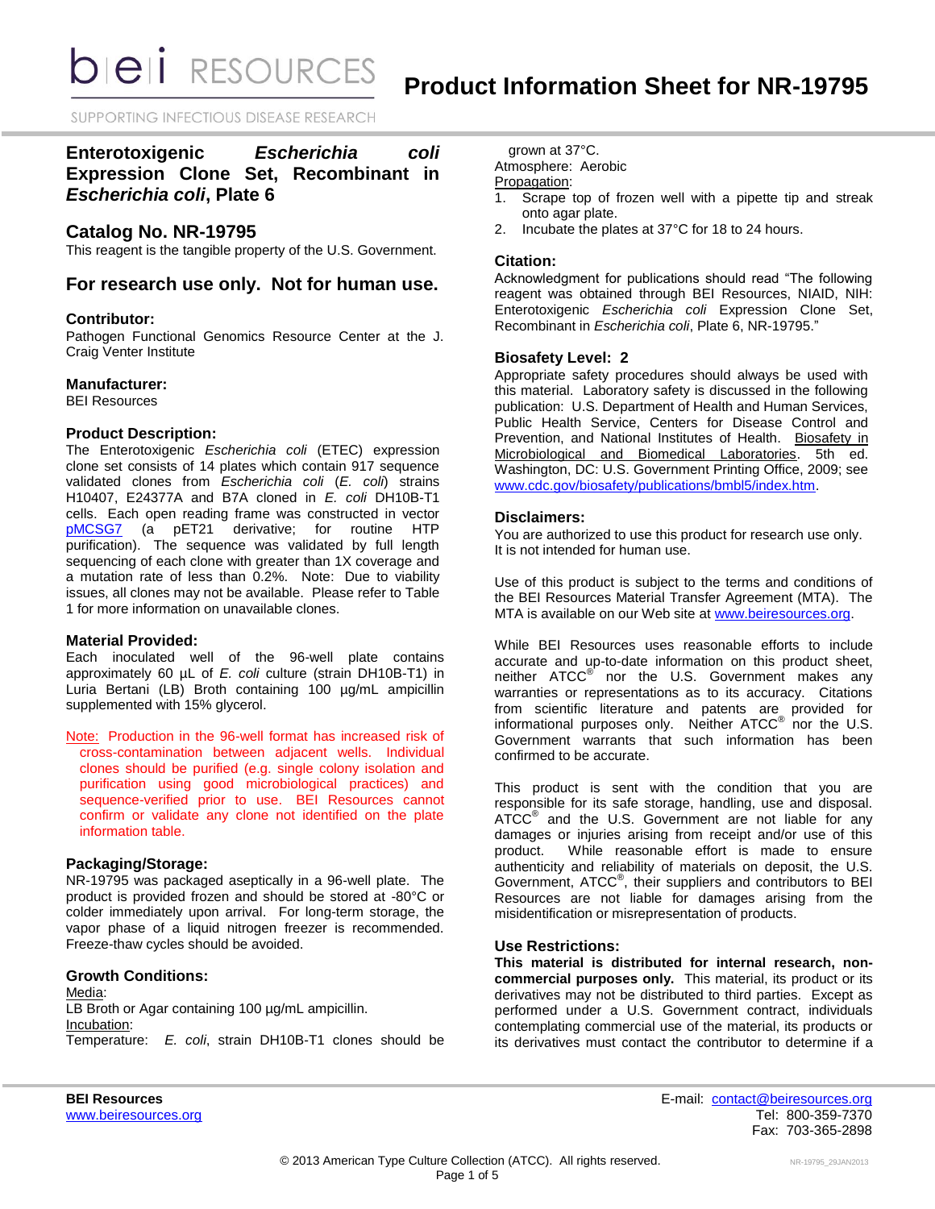# Product Information Sheet for NR-19795

## Enterotoxigenic *Escherichia coli* Expression Clone Set, Recombinant in *Escherichia coli*, Plate 6

## Catalog No. NR-19795

This reagent is the tangible property of the U.S. Government.

## For research use only. Not for human use.

### Contributor:

Pathogen Functional Genomics Resource Center at the J. Craig Venter Institute

### Manufacturer:

BEI Resources

### Product Description:

The Enterotoxigenic *Escherichia coli* (ETEC) expression clone set consists of 14 plates which contain 917 sequence validated clones from *Escherichia coli* (*E. coli*) strains H10407, E24377A and B7A cloned in *E. coli* DH10B-T1 cells. Each open reading frame was constructed in vector pMCSG7 (a pET21 derivative; for routine HTP purification). The sequence was validated by full length sequencing of each clone with greater than 1X coverage and a mutation rate of less than 0.2%. Note: Due to viability issues, all clones may not be available. Please refer to Table 1 for more information on unavailable clones.

### Material Provided:

Each inoculated well of the 96-well plate contains approximately 60 µL of *E. coli* culture (strain DH10B-T1) in Luria Bertani (LB) Broth containing 100 µg/mL ampicillin supplemented with 15% glycerol.

Note: Production in the 96-well format has increased risk of cross-contamination between adjacent wells. Individual clones should be purified (e.g. single colony isolation and purification using good microbiological practices) and sequence-verified prior to use. BEI Resources cannot confirm or validate any clone not identified on the plate information table.

### Packaging/Storage:

NR-19795 was packaged aseptically in a 96-well plate. The product is provided frozen and should be stored at -80°C or colder immediately upon arrival. For long-term storage, the vapor phase of a liquid nitrogen freezer is recommended. Freeze-thaw cycles should be avoided.

### Growth Conditions:

Media:
LB Broth or Agar containing 100 µg/mL ampicillin.
Incubation:
Temperature: *E. coli*, strain DH10B-T1 clones should be grown at 37°C.
Atmosphere: Aerobic
Propagation:

1. Scrape top of frozen well with a pipette tip and streak onto agar plate.
2. Incubate the plates at 37°C for 18 to 24 hours.

### Citation:

Acknowledgment for publications should read "The following reagent was obtained through BEI Resources, NIAID, NIH: Enterotoxigenic *Escherichia coli* Expression Clone Set, Recombinant in *Escherichia coli*, Plate 6, NR-19795."

### Biosafety Level: 2

Appropriate safety procedures should always be used with this material. Laboratory safety is discussed in the following publication: U.S. Department of Health and Human Services, Public Health Service, Centers for Disease Control and Prevention, and National Institutes of Health. Biosafety in Microbiological and Biomedical Laboratories. 5th ed. Washington, DC: U.S. Government Printing Office, 2009; see www.cdc.gov/biosafety/publications/bmbl5/index.htm.

### Disclaimers:

You are authorized to use this product for research use only. It is not intended for human use.

Use of this product is subject to the terms and conditions of the BEI Resources Material Transfer Agreement (MTA). The MTA is available on our Web site at www.beiresources.org.

While BEI Resources uses reasonable efforts to include accurate and up-to-date information on this product sheet, neither ATCC® nor the U.S. Government makes any warranties or representations as to its accuracy. Citations from scientific literature and patents are provided for informational purposes only. Neither ATCC® nor the U.S. Government warrants that such information has been confirmed to be accurate.

This product is sent with the condition that you are responsible for its safe storage, handling, use and disposal. ATCC® and the U.S. Government are not liable for any damages or injuries arising from receipt and/or use of this product. While reasonable effort is made to ensure authenticity and reliability of materials on deposit, the U.S. Government, ATCC®, their suppliers and contributors to BEI Resources are not liable for damages arising from the misidentification or misrepresentation of products.

### Use Restrictions:

**This material is distributed for internal research, non-commercial purposes only.** This material, its product or its derivatives may not be distributed to third parties. Except as performed under a U.S. Government contract, individuals contemplating commercial use of the material, its products or its derivatives must contact the contributor to determine if a

**BEI Resources**
www.beiresources.org

E-mail: contact@beiresources.org
Tel: 800-359-7370
Fax: 703-365-2898

© 2013 American Type Culture Collection (ATCC). All rights reserved.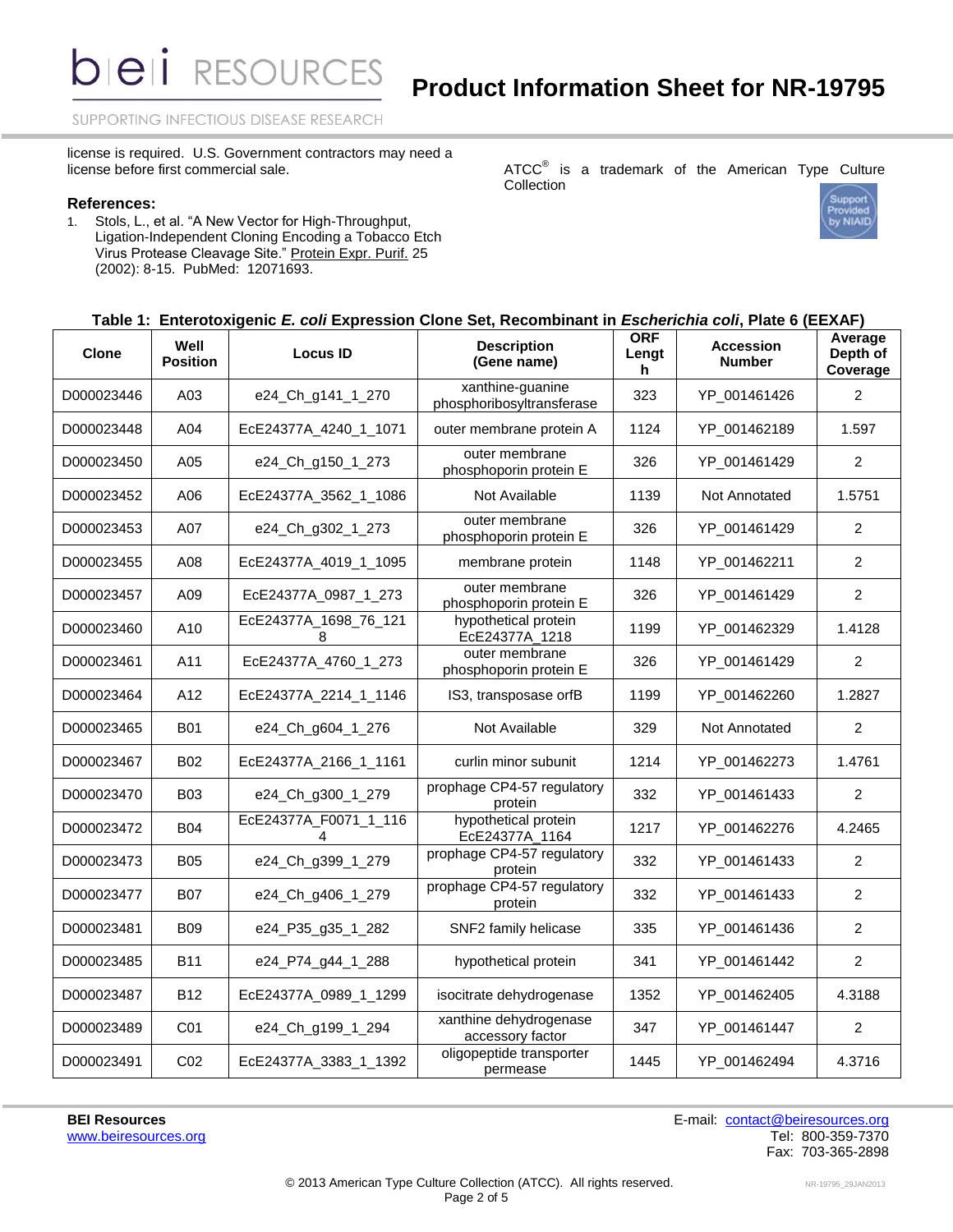license is required. U.S. Government contractors may need a license before first commercial sale.

ATCC® is a trademark of the American Type Culture Collection

### References:

1. Stols, L., et al. "A New Vector for High-Throughput, Ligation-Independent Cloning Encoding a Tobacco Etch Virus Protease Cleavage Site." Protein Expr. Purif. 25 (2002): 8-15. PubMed: 12071693.

**Table 1: Enterotoxigenic *E. coli* Expression Clone Set, Recombinant in *Escherichia coli*, Plate 6 (EEXAF)**

| Clone | Well Position | Locus ID | Description (Gene name) | ORF Length | Accession Number | Average Depth of Coverage |
|---|---|---|---|---|---|---|
| D000023446 | A03 | e24_Ch_g141_1_270 | xanthine-guanine phosphoribosyltransferase | 323 | YP_001461426 | 2 |
| D000023448 | A04 | EcE24377A_4240_1_1071 | outer membrane protein A | 1124 | YP_001462189 | 1.597 |
| D000023450 | A05 | e24_Ch_g150_1_273 | outer membrane phosphoporin protein E | 326 | YP_001461429 | 2 |
| D000023452 | A06 | EcE24377A_3562_1_1086 | Not Available | 1139 | Not Annotated | 1.5751 |
| D000023453 | A07 | e24_Ch_g302_1_273 | outer membrane phosphoporin protein E | 326 | YP_001461429 | 2 |
| D000023455 | A08 | EcE24377A_4019_1_1095 | membrane protein | 1148 | YP_001462211 | 2 |
| D000023457 | A09 | EcE24377A_0987_1_273 | outer membrane phosphoporin protein E | 326 | YP_001461429 | 2 |
| D000023460 | A10 | EcE24377A_1698_76_1218 | hypothetical protein EcE24377A_1218 | 1199 | YP_001462329 | 1.4128 |
| D000023461 | A11 | EcE24377A_4760_1_273 | outer membrane phosphoporin protein E | 326 | YP_001461429 | 2 |
| D000023464 | A12 | EcE24377A_2214_1_1146 | IS3, transposase orfB | 1199 | YP_001462260 | 1.2827 |
| D000023465 | B01 | e24_Ch_g604_1_276 | Not Available | 329 | Not Annotated | 2 |
| D000023467 | B02 | EcE24377A_2166_1_1161 | curlin minor subunit | 1214 | YP_001462273 | 1.4761 |
| D000023470 | B03 | e24_Ch_g300_1_279 | prophage CP4-57 regulatory protein | 332 | YP_001461433 | 2 |
| D000023472 | B04 | EcE24377A_F0071_1_1164 | hypothetical protein EcE24377A_1164 | 1217 | YP_001462276 | 4.2465 |
| D000023473 | B05 | e24_Ch_g399_1_279 | prophage CP4-57 regulatory protein | 332 | YP_001461433 | 2 |
| D000023477 | B07 | e24_Ch_g406_1_279 | prophage CP4-57 regulatory protein | 332 | YP_001461433 | 2 |
| D000023481 | B09 | e24_P35_g35_1_282 | SNF2 family helicase | 335 | YP_001461436 | 2 |
| D000023485 | B11 | e24_P74_g44_1_288 | hypothetical protein | 341 | YP_001461442 | 2 |
| D000023487 | B12 | EcE24377A_0989_1_1299 | isocitrate dehydrogenase | 1352 | YP_001462405 | 4.3188 |
| D000023489 | C01 | e24_Ch_g199_1_294 | xanthine dehydrogenase accessory factor | 347 | YP_001461447 | 2 |
| D000023491 | C02 | EcE24377A_3383_1_1392 | oligopeptide transporter permease | 1445 | YP_001462494 | 4.3716 |

**BEI Resources**
www.beiresources.org

E-mail: contact@beiresources.org
Tel: 800-359-7370
Fax: 703-365-2898

© 2013 American Type Culture Collection (ATCC). All rights reserved.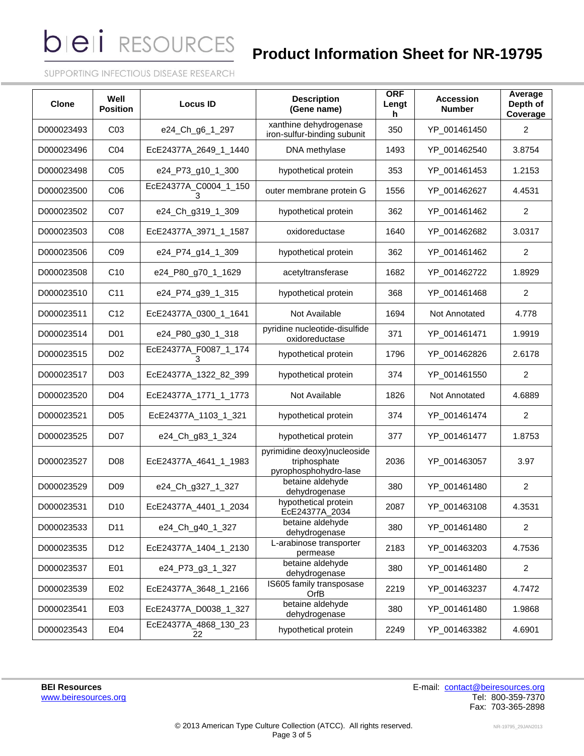# Product Information Sheet for NR-19795

| Clone | Well Position | Locus ID | Description (Gene name) | ORF Length | Accession Number | Average Depth of Coverage |
|---|---|---|---|---|---|---|
| D000023493 | C03 | e24_Ch_g6_1_297 | xanthine dehydrogenase iron-sulfur-binding subunit | 350 | YP_001461450 | 2 |
| D000023496 | C04 | EcE24377A_2649_1_1440 | DNA methylase | 1493 | YP_001462540 | 3.8754 |
| D000023498 | C05 | e24_P73_g10_1_300 | hypothetical protein | 353 | YP_001461453 | 1.2153 |
| D000023500 | C06 | EcE24377A_C0004_1_1503 | outer membrane protein G | 1556 | YP_001462627 | 4.4531 |
| D000023502 | C07 | e24_Ch_g319_1_309 | hypothetical protein | 362 | YP_001461462 | 2 |
| D000023503 | C08 | EcE24377A_3971_1_1587 | oxidoreductase | 1640 | YP_001462682 | 3.0317 |
| D000023506 | C09 | e24_P74_g14_1_309 | hypothetical protein | 362 | YP_001461462 | 2 |
| D000023508 | C10 | e24_P80_g70_1_1629 | acetyltransferase | 1682 | YP_001462722 | 1.8929 |
| D000023510 | C11 | e24_P74_g39_1_315 | hypothetical protein | 368 | YP_001461468 | 2 |
| D000023511 | C12 | EcE24377A_0300_1_1641 | Not Available | 1694 | Not Annotated | 4.778 |
| D000023514 | D01 | e24_P80_g30_1_318 | pyridine nucleotide-disulfide oxidoreductase | 371 | YP_001461471 | 1.9919 |
| D000023515 | D02 | EcE24377A_F0087_1_1743 | hypothetical protein | 1796 | YP_001462826 | 2.6178 |
| D000023517 | D03 | EcE24377A_1322_82_399 | hypothetical protein | 374 | YP_001461550 | 2 |
| D000023520 | D04 | EcE24377A_1771_1_1773 | Not Available | 1826 | Not Annotated | 4.6889 |
| D000023521 | D05 | EcE24377A_1103_1_321 | hypothetical protein | 374 | YP_001461474 | 2 |
| D000023525 | D07 | e24_Ch_g83_1_324 | hypothetical protein | 377 | YP_001461477 | 1.8753 |
| D000023527 | D08 | EcE24377A_4641_1_1983 | pyrimidine deoxy)nucleoside triphosphate pyrophosphohydro-lase | 2036 | YP_001463057 | 3.97 |
| D000023529 | D09 | e24_Ch_g327_1_327 | betaine aldehyde dehydrogenase | 380 | YP_001461480 | 2 |
| D000023531 | D10 | EcE24377A_4401_1_2034 | hypothetical protein EcE24377A_2034 | 2087 | YP_001463108 | 4.3531 |
| D000023533 | D11 | e24_Ch_g40_1_327 | betaine aldehyde dehydrogenase | 380 | YP_001461480 | 2 |
| D000023535 | D12 | EcE24377A_1404_1_2130 | L-arabinose transporter permease | 2183 | YP_001463203 | 4.7536 |
| D000023537 | E01 | e24_P73_g3_1_327 | betaine aldehyde dehydrogenase | 380 | YP_001461480 | 2 |
| D000023539 | E02 | EcE24377A_3648_1_2166 | IS605 family transposase OrfB | 2219 | YP_001463237 | 4.7472 |
| D000023541 | E03 | EcE24377A_D0038_1_327 | betaine aldehyde dehydrogenase | 380 | YP_001461480 | 1.9868 |
| D000023543 | E04 | EcE24377A_4868_130_2322 | hypothetical protein | 2249 | YP_001463382 | 4.6901 |

**BEI Resources**
www.beiresources.org

E-mail: contact@beiresources.org
Tel: 800-359-7370
Fax: 703-365-2898

© 2013 American Type Culture Collection (ATCC). All rights reserved.

NR-19795_29JAN2013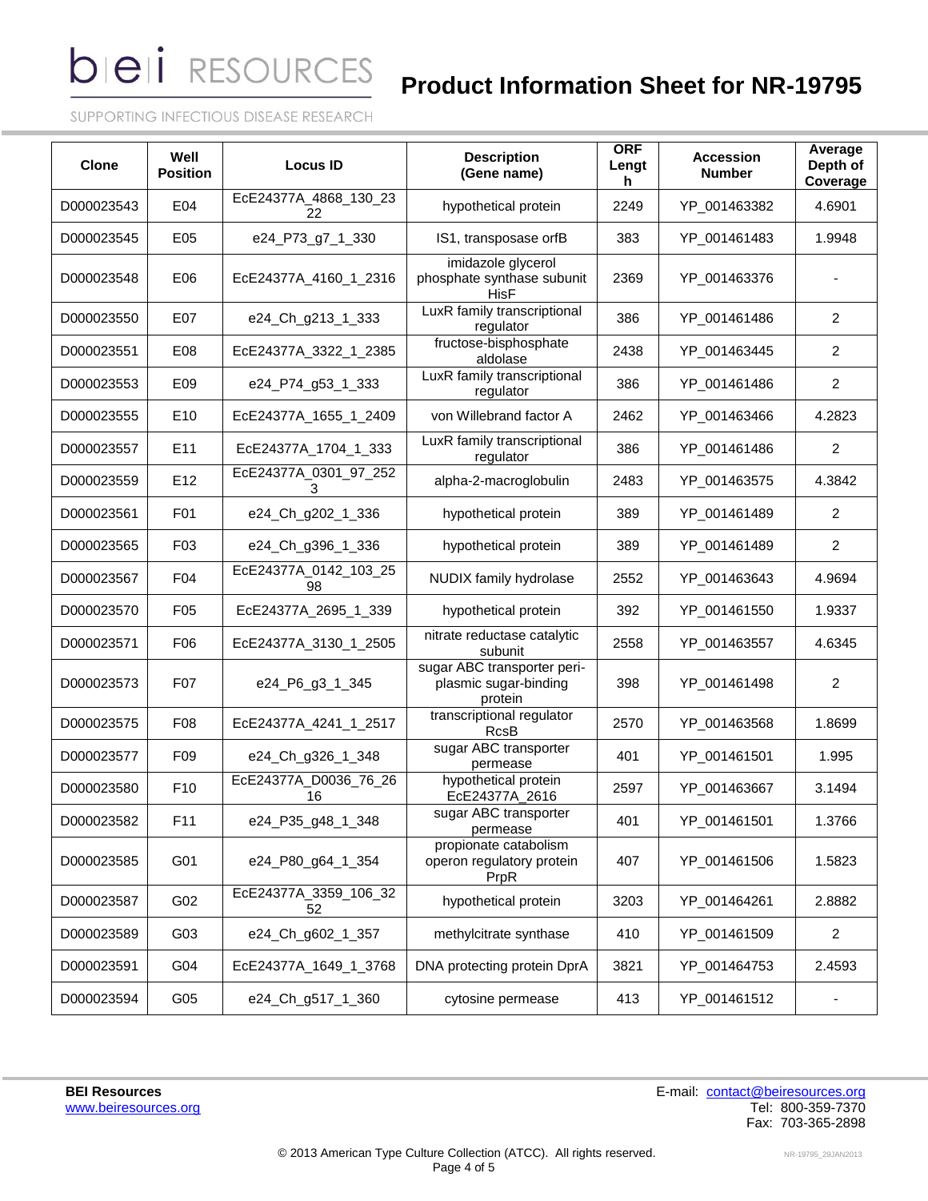| Clone | Well Position | Locus ID | Description (Gene name) | ORF Length | Accession Number | Average Depth of Coverage |
|---|---|---|---|---|---|---|
| D000023543 | E04 | EcE24377A_4868_130_2322 | hypothetical protein | 2249 | YP_001463382 | 4.6901 |
| D000023545 | E05 | e24_P73_g7_1_330 | IS1, transposase orfB | 383 | YP_001461483 | 1.9948 |
| D000023548 | E06 | EcE24377A_4160_1_2316 | imidazole glycerol phosphate synthase subunit HisF | 2369 | YP_001463376 | - |
| D000023550 | E07 | e24_Ch_g213_1_333 | LuxR family transcriptional regulator | 386 | YP_001461486 | 2 |
| D000023551 | E08 | EcE24377A_3322_1_2385 | fructose-bisphosphate aldolase | 2438 | YP_001463445 | 2 |
| D000023553 | E09 | e24_P74_g53_1_333 | LuxR family transcriptional regulator | 386 | YP_001461486 | 2 |
| D000023555 | E10 | EcE24377A_1655_1_2409 | von Willebrand factor A | 2462 | YP_001463466 | 4.2823 |
| D000023557 | E11 | EcE24377A_1704_1_333 | LuxR family transcriptional regulator | 386 | YP_001461486 | 2 |
| D000023559 | E12 | EcE24377A_0301_97_2523 | alpha-2-macroglobulin | 2483 | YP_001463575 | 4.3842 |
| D000023561 | F01 | e24_Ch_g202_1_336 | hypothetical protein | 389 | YP_001461489 | 2 |
| D000023565 | F03 | e24_Ch_g396_1_336 | hypothetical protein | 389 | YP_001461489 | 2 |
| D000023567 | F04 | EcE24377A_0142_103_2598 | NUDIX family hydrolase | 2552 | YP_001463643 | 4.9694 |
| D000023570 | F05 | EcE24377A_2695_1_339 | hypothetical protein | 392 | YP_001461550 | 1.9337 |
| D000023571 | F06 | EcE24377A_3130_1_2505 | nitrate reductase catalytic subunit | 2558 | YP_001463557 | 4.6345 |
| D000023573 | F07 | e24_P6_g3_1_345 | sugar ABC transporter peri-plasmic sugar-binding protein | 398 | YP_001461498 | 2 |
| D000023575 | F08 | EcE24377A_4241_1_2517 | transcriptional regulator RcsB | 2570 | YP_001463568 | 1.8699 |
| D000023577 | F09 | e24_Ch_g326_1_348 | sugar ABC transporter permease | 401 | YP_001461501 | 1.995 |
| D000023580 | F10 | EcE24377A_D0036_76_2616 | hypothetical protein EcE24377A_2616 | 2597 | YP_001463667 | 3.1494 |
| D000023582 | F11 | e24_P35_g48_1_348 | sugar ABC transporter permease | 401 | YP_001461501 | 1.3766 |
| D000023585 | G01 | e24_P80_g64_1_354 | propionate catabolism operon regulatory protein PrpR | 407 | YP_001461506 | 1.5823 |
| D000023587 | G02 | EcE24377A_3359_106_3252 | hypothetical protein | 3203 | YP_001464261 | 2.8882 |
| D000023589 | G03 | e24_Ch_g602_1_357 | methylcitrate synthase | 410 | YP_001461509 | 2 |
| D000023591 | G04 | EcE24377A_1649_1_3768 | DNA protecting protein DprA | 3821 | YP_001464753 | 2.4593 |
| D000023594 | G05 | e24_Ch_g517_1_360 | cytosine permease | 413 | YP_001461512 | - |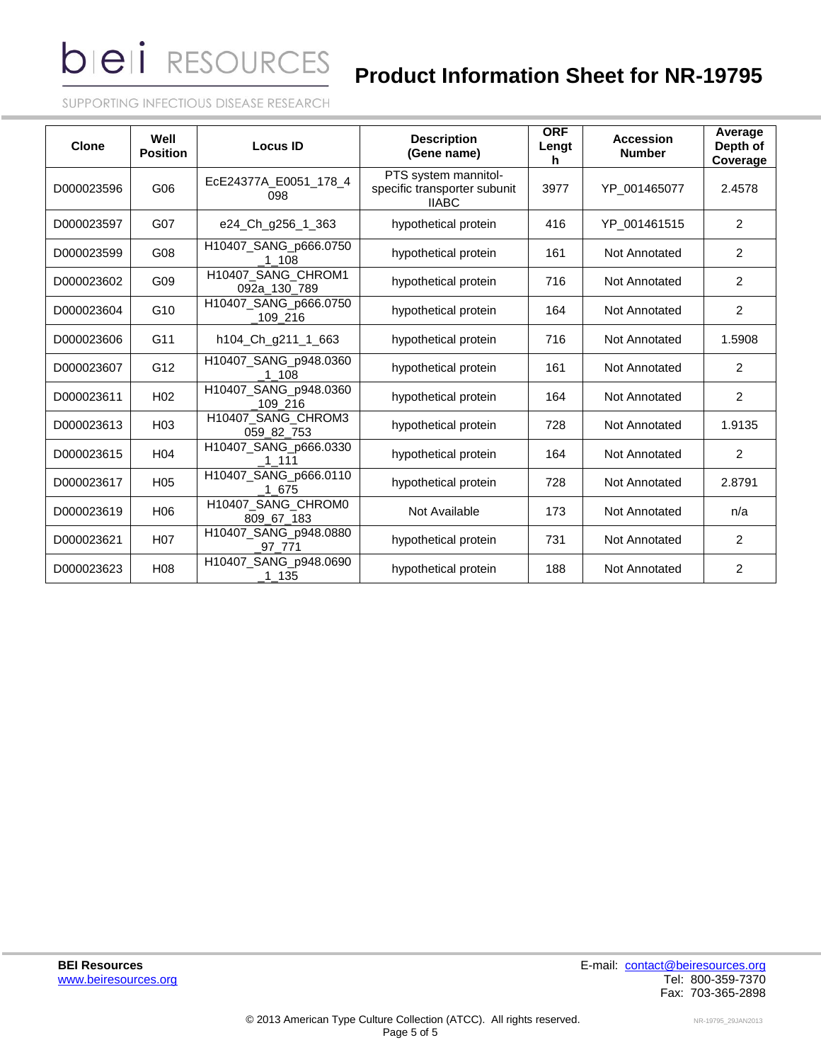| Clone | Well Position | Locus ID | Description (Gene name) | ORF Length | Accession Number | Average Depth of Coverage |
|---|---|---|---|---|---|---|
| D000023596 | G06 | EcE24377A_E0051_178_4098 | PTS system mannitol-specific transporter subunit IIABC | 3977 | YP_001465077 | 2.4578 |
| D000023597 | G07 | e24_Ch_g256_1_363 | hypothetical protein | 416 | YP_001461515 | 2 |
| D000023599 | G08 | H10407_SANG_p666.0750_1_108 | hypothetical protein | 161 | Not Annotated | 2 |
| D000023602 | G09 | H10407_SANG_CHROM1092a_130_789 | hypothetical protein | 716 | Not Annotated | 2 |
| D000023604 | G10 | H10407_SANG_p666.0750_109_216 | hypothetical protein | 164 | Not Annotated | 2 |
| D000023606 | G11 | h104_Ch_g211_1_663 | hypothetical protein | 716 | Not Annotated | 1.5908 |
| D000023607 | G12 | H10407_SANG_p948.0360_1_108 | hypothetical protein | 161 | Not Annotated | 2 |
| D000023611 | H02 | H10407_SANG_p948.0360_109_216 | hypothetical protein | 164 | Not Annotated | 2 |
| D000023613 | H03 | H10407_SANG_CHROM3059_82_753 | hypothetical protein | 728 | Not Annotated | 1.9135 |
| D000023615 | H04 | H10407_SANG_p666.0330_1_111 | hypothetical protein | 164 | Not Annotated | 2 |
| D000023617 | H05 | H10407_SANG_p666.0110_1_675 | hypothetical protein | 728 | Not Annotated | 2.8791 |
| D000023619 | H06 | H10407_SANG_CHROM0809_67_183 | Not Available | 173 | Not Annotated | n/a |
| D000023621 | H07 | H10407_SANG_p948.0880_97_771 | hypothetical protein | 731 | Not Annotated | 2 |
| D000023623 | H08 | H10407_SANG_p948.0690_1_135 | hypothetical protein | 188 | Not Annotated | 2 |